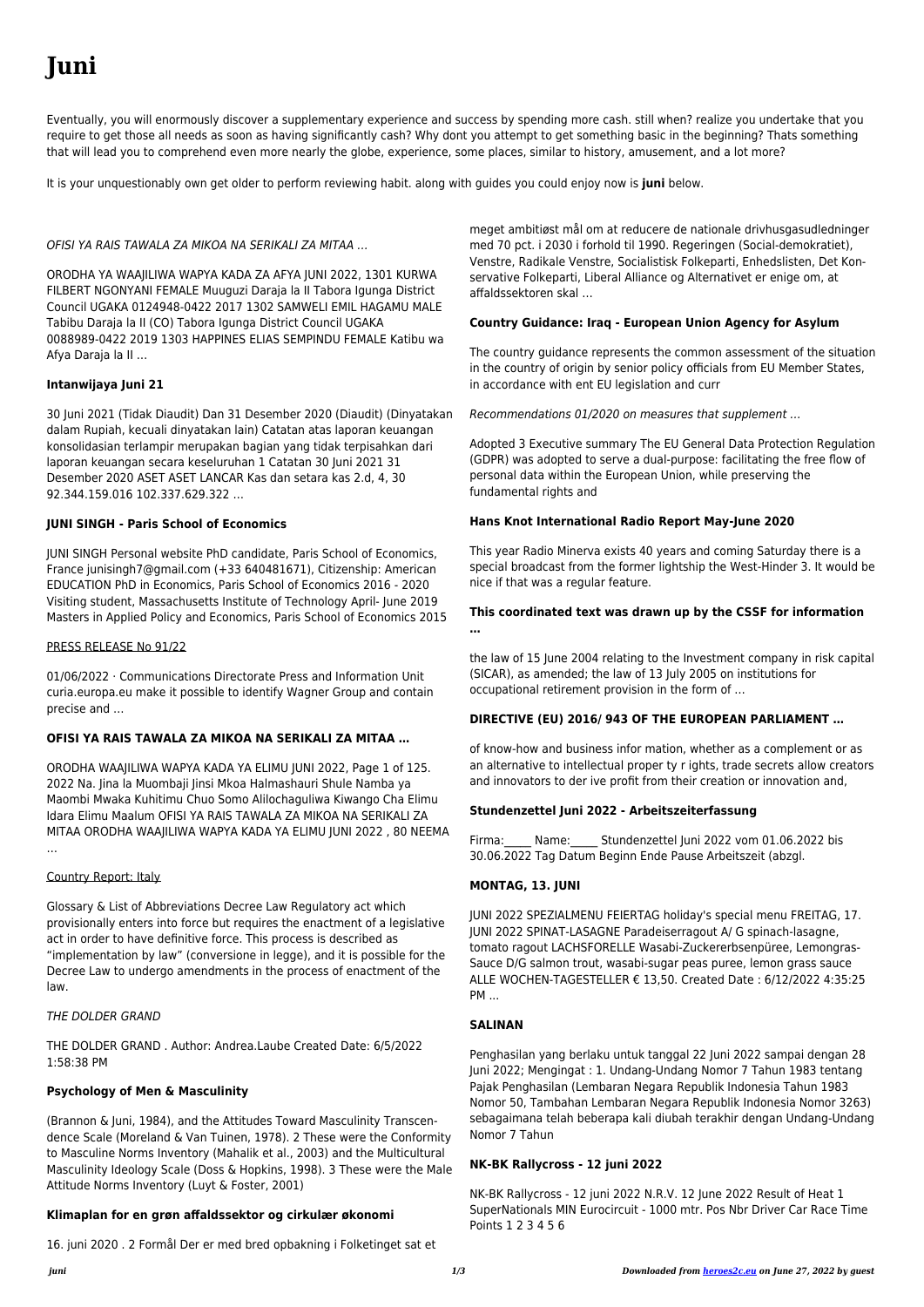# Juni

Eventually, you will enormously discover a supplementary experience and success by spending more cash. still when? realize you undertake that you require to get those all needs as soon as having significantly cash? Why dont you attempt to get something basic in the beginning? Thats something that will lead you to comprehend even more nearly the globe, experience, some places, similar to history, amusement, and a lot more?

It is your unquestionably own get older to perform reviewing habit. along with guides you could enjoy now is **juni** below.

*OFISI YA RAIS TAWALA ZA MIKOA NA SERIKALI ZA MITAA …*

ORODHA YA WAAJILIWA WAPYA KADA ZA AFYA JUNI 2022, 1301 KURWA FILBERT NGONYANI FEMALE Muuguzi Daraja la II Tabora Igunga District Council UGAKA 0124948-0422 2017 1302 SAMWELI EMIL HAGAMU MALE Tabibu Daraja la II (CO) Tabora Igunga District Council UGAKA 0088989-0422 2019 1303 HAPPINES ELIAS SEMPINDU FEMALE Katibu wa Afya Daraja la II …

### Intanwijaya Juni 21

30 Juni 2021 (Tidak Diaudit) Dan 31 Desember 2020 (Diaudit) (Dinyatakan dalam Rupiah, kecuali dinyatakan lain) Catatan atas laporan keuangan konsolidasian terlampir merupakan bagian yang tidak terpisahkan dari laporan keuangan secara keseluruhan 1 Catatan 30 Juni 2021 31 Desember 2020 ASET ASET LANCAR Kas dan setara kas 2.d, 4, 30 92.344.159.016 102.337.629.322 …

### JUNI SINGH - Paris School of Economics

JUNI SINGH Personal website PhD candidate, Paris School of Economics, France junisingh7@gmail.com (+33 640481671), Citizenship: American EDUCATION PhD in Economics, Paris School of Economics 2016 - 2020 Visiting student, Massachusetts Institute of Technology April- June 2019 Masters in Applied Policy and Economics, Paris School of Economics 2015

PRESS RELEASE No 91/22

01/06/2022 · Communications Directorate Press and Information Unit curia.europa.eu make it possible to identify Wagner Group and contain precise and …

### OFISI YA RAIS TAWALA ZA MIKOA NA SERIKALI ZA MITAA …

ORODHA WAAJILIWA WAPYA KADA YA ELIMU JUNI 2022, Page 1 of 125. 2022 Na. Jina la Muombaji Jinsi Mkoa Halmashauri Shule Namba ya Maombi Mwaka Kuhitimu Chuo Somo Alilochaguliwa Kiwango Cha Elimu Idara Elimu Maalum OFISI YA RAIS TAWALA ZA MIKOA NA SERIKALI ZA MITAA ORODHA WAAJILIWA WAPYA KADA YA ELIMU JUNI 2022 , 80 NEEMA …

Country Report: Italy

Glossary & List of Abbreviations Decree Law Regulatory act which provisionally enters into force but requires the enactment of a legislative act in order to have definitive force. This process is described as "implementation by law" (conversione in legge), and it is possible for the Decree Law to undergo amendments in the process of enactment of the law.

*THE DOLDER GRAND*

THE DOLDER GRAND . Author: Andrea.Laube Created Date: 6/5/2022 1:58:38 PM

### Psychology of Men & Masculinity

(Brannon & Juni, 1984), and the Attitudes Toward Masculinity Transcendence Scale (Moreland & Van Tuinen, 1978). 2 These were the Conformity to Masculine Norms Inventory (Mahalik et al., 2003) and the Multicultural Masculinity Ideology Scale (Doss & Hopkins, 1998). 3 These were the Male Attitude Norms Inventory (Luyt & Foster, 2001)

### Klimaplan for en grøn affaldssektor og cirkulær økonomi

16. juni 2020 . 2 Formål Der er med bred opbakning i Folketinget sat et meget ambitiøst mål om at reducere de nationale drivhusgasudledninger med 70 pct. i 2030 i forhold til 1990. Regeringen (Social-demokratiet), Venstre, Radikale Venstre, Socialistisk Folkeparti, Enhedslisten, Det Konservative Folkeparti, Liberal Alliance og Alternativet er enige om, at affaldssektoren skal …

### Country Guidance: Iraq - European Union Agency for Asylum

The country guidance represents the common assessment of the situation in the country of origin by senior policy officials from EU Member States, in accordance with ent EU legislation and curr

*Recommendations 01/2020 on measures that supplement …*

Adopted 3 Executive summary The EU General Data Protection Regulation (GDPR) was adopted to serve a dual-purpose: facilitating the free flow of personal data within the European Union, while preserving the fundamental rights and

### Hans Knot International Radio Report May-June 2020

This year Radio Minerva exists 40 years and coming Saturday there is a special broadcast from the former lightship the West-Hinder 3. It would be nice if that was a regular feature.

### This coordinated text was drawn up by the CSSF for information …

the law of 15 June 2004 relating to the Investment company in risk capital (SICAR), as amended; the law of 13 July 2005 on institutions for occupational retirement provision in the form of …

### DIRECTIVE (EU) 2016/ 943 OF THE EUROPEAN PARLIAMENT …

of know-how and business infor mation, whether as a complement or as an alternative to intellectual proper ty r ights, trade secrets allow creators and innovators to der ive profit from their creation or innovation and,

### Stundenzettel Juni 2022 - Arbeitszeiterfassung

Firma:_____ Name:_____ Stundenzettel Juni 2022 vom 01.06.2022 bis 30.06.2022 Tag Datum Beginn Ende Pause Arbeitszeit (abzgl.

### MONTAG, 13. JUNI

JUNI 2022 SPEZIALMENU FEIERTAG holiday's special menu FREITAG, 17. JUNI 2022 SPINAT-LASAGNE Paradeiserragout A/ G spinach-lasagne, tomato ragout LACHSFORELLE Wasabi-Zuckererbsenpüree, Lemongras-Sauce D/G salmon trout, wasabi-sugar peas puree, lemon grass sauce ALLE WOCHEN-TAGESTELLER € 13,50. Created Date : 6/12/2022 4:35:25 PM ...

### SALINAN

Penghasilan yang berlaku untuk tanggal 22 Juni 2022 sampai dengan 28 Juni 2022; Mengingat : 1. Undang-Undang Nomor 7 Tahun 1983 tentang Pajak Penghasilan (Lembaran Negara Republik Indonesia Tahun 1983 Nomor 50, Tambahan Lembaran Negara Republik Indonesia Nomor 3263) sebagaimana telah beberapa kali diubah terakhir dengan Undang-Undang Nomor 7 Tahun

### NK-BK Rallycross - 12 juni 2022

NK-BK Rallycross - 12 juni 2022 N.R.V. 12 June 2022 Result of Heat 1 SuperNationals MIN Eurocircuit - 1000 mtr. Pos Nbr Driver Car Race Time Points 1 2 3 4 5 6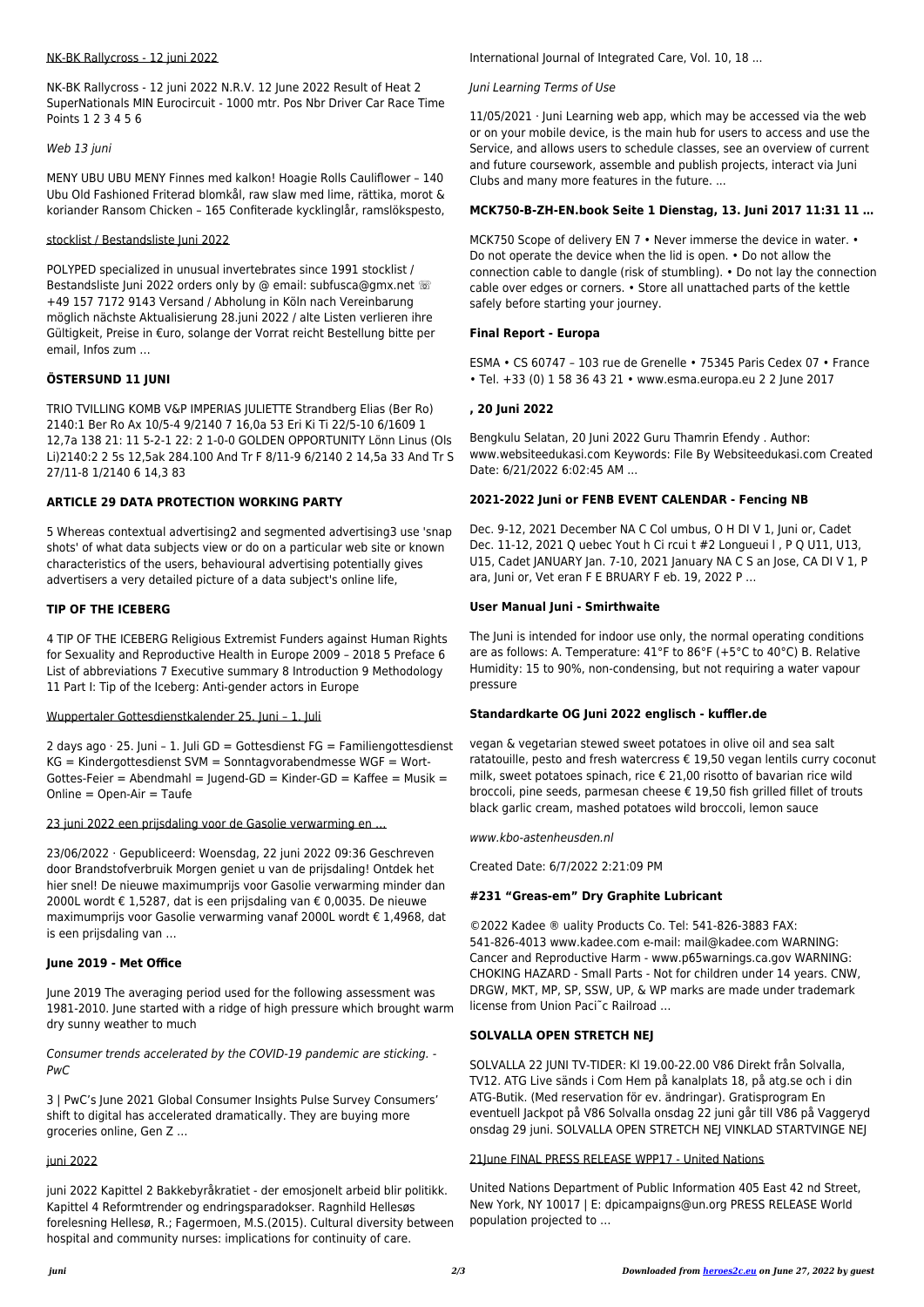NK-BK Rallycross - 12 juni 2022

NK-BK Rallycross - 12 juni 2022 N.R.V. 12 June 2022 Result of Heat 2 SuperNationals MIN Eurocircuit - 1000 mtr. Pos Nbr Driver Car Race Time Points 1 2 3 4 5 6

*Web 13 juni*

MENY UBU UBU MENY Finnes med kalkon! Hoagie Rolls Cauliflower – 140 Ubu Old Fashioned Friterad blomkål, raw slaw med lime, rättika, morot & koriander Ransom Chicken – 165 Confiterade kycklinglår, ramslökspesto,

stocklist / Bestandsliste Juni 2022

POLYPED specialized in unusual invertebrates since 1991 stocklist / Bestandsliste Juni 2022 orders only by @ email: subfusca@gmx.net ☏ +49 157 7172 9143 Versand / Abholung in Köln nach Vereinbarung möglich nächste Aktualisierung 28.juni 2022 / alte Listen verlieren ihre Gültigkeit, Preise in €uro, solange der Vorrat reicht Bestellung bitte per email, Infos zum …

## ÖSTERSUND 11 JUNI

TRIO TVILLING KOMB V&P IMPERIAS JULIETTE Strandberg Elias (Ber Ro) 2140:1 Ber Ro Ax 10/5-4 9/2140 7 16,0a 53 Eri Ki Ti 22/5-10 6/1609 1 12,7a 138 21: 11 5-2-1 22: 2 1-0-0 GOLDEN OPPORTUNITY Lönn Linus (Ols Li)2140:2 2 5s 12,5ak 284.100 And Tr F 8/11-9 6/2140 2 14,5a 33 And Tr S 27/11-8 1/2140 6 14,3 83

## ARTICLE 29 DATA PROTECTION WORKING PARTY

5 Whereas contextual advertising2 and segmented advertising3 use 'snap shots' of what data subjects view or do on a particular web site or known characteristics of the users, behavioural advertising potentially gives advertisers a very detailed picture of a data subject's online life,

## TIP OF THE ICEBERG

4 TIP OF THE ICEBERG Religious Extremist Funders against Human Rights for Sexuality and Reproductive Health in Europe 2009 – 2018 5 Preface 6 List of abbreviations 7 Executive summary 8 Introduction 9 Methodology 11 Part I: Tip of the Iceberg: Anti-gender actors in Europe

Wuppertaler Gottesdienstkalender 25. Juni – 1. Juli

2 days ago · 25. Juni – 1. Juli GD = Gottesdienst FG = Familiengottesdienst KG = Kindergottesdienst SVM = Sonntagvorabendmesse WGF = Wort-Gottes-Feier = Abendmahl = Jugend-GD = Kinder-GD = Kaffee = Musik = Online = Open-Air = Taufe

23 juni 2022 een prijsdaling voor de Gasolie verwarming en …

23/06/2022 · Gepubliceerd: Woensdag, 22 juni 2022 09:36 Geschreven door Brandstofverbruik Morgen geniet u van de prijsdaling! Ontdek het hier snel! De nieuwe maximumprijs voor Gasolie verwarming minder dan 2000L wordt € 1,5287, dat is een prijsdaling van € 0,0035. De nieuwe maximumprijs voor Gasolie verwarming vanaf 2000L wordt € 1,4968, dat is een prijsdaling van …

## June 2019 - Met Office

June 2019 The averaging period used for the following assessment was 1981-2010. June started with a ridge of high pressure which brought warm dry sunny weather to much

*Consumer trends accelerated by the COVID-19 pandemic are sticking. - PwC*

3 | PwC's June 2021 Global Consumer Insights Pulse Survey Consumers' shift to digital has accelerated dramatically. They are buying more groceries online, Gen Z …

juni 2022

juni 2022 Kapittel 2 Bakkebyråkratiet - der emosjonelt arbeid blir politikk. Kapittel 4 Reformtrender og endringsparadokser. Ragnhild Hellesøs forelesning Hellesø, R.; Fagermoen, M.S.(2015). Cultural diversity between hospital and community nurses: implications for continuity of care.

International Journal of Integrated Care, Vol. 10, 18 ...

*Juni Learning Terms of Use*

11/05/2021 · Juni Learning web app, which may be accessed via the web or on your mobile device, is the main hub for users to access and use the Service, and allows users to schedule classes, see an overview of current and future coursework, assemble and publish projects, interact via Juni Clubs and many more features in the future. ...

## MCK750-B-ZH-EN.book Seite 1 Dienstag, 13. Juni 2017 11:31 11 …

MCK750 Scope of delivery EN 7 • Never immerse the device in water. • Do not operate the device when the lid is open. • Do not allow the connection cable to dangle (risk of stumbling). • Do not lay the connection cable over edges or corners. • Store all unattached parts of the kettle safely before starting your journey.

## Final Report - Europa

ESMA • CS 60747 – 103 rue de Grenelle • 75345 Paris Cedex 07 • France • Tel. +33 (0) 1 58 36 43 21 • www.esma.europa.eu 2 2 June 2017

## , 20 Juni 2022

Bengkulu Selatan, 20 Juni 2022 Guru Thamrin Efendy . Author: www.websiteedukasi.com Keywords: File By Websiteedukasi.com Created Date: 6/21/2022 6:02:45 AM ...

## 2021-2022 Juni or FENB EVENT CALENDAR - Fencing NB

Dec. 9-12, 2021 December NA C Col umbus, O H DI V 1, Juni or, Cadet Dec. 11-12, 2021 Q uebec Yout h Ci rcui t #2 Longueui l , P Q U11, U13, U15, Cadet JANUARY Jan. 7-10, 2021 January NA C S an Jose, CA DI V 1, P ara, Juni or, Vet eran F E BRUARY F eb. 19, 2022 P ...

## User Manual Juni - Smirthwaite

The Juni is intended for indoor use only, the normal operating conditions are as follows: A. Temperature: 41°F to 86°F (+5°C to 40°C) B. Relative Humidity: 15 to 90%, non-condensing, but not requiring a water vapour pressure

## Standardkarte OG Juni 2022 englisch - kuffler.de

vegan & vegetarian stewed sweet potatoes in olive oil and sea salt ratatouille, pesto and fresh watercress € 19,50 vegan lentils curry coconut milk, sweet potatoes spinach, rice € 21,00 risotto of bavarian rice wild broccoli, pine seeds, parmesan cheese € 19,50 fish grilled fillet of trouts black garlic cream, mashed potatoes wild broccoli, lemon sauce

*www.kbo-astenheusden.nl*

Created Date: 6/7/2022 2:21:09 PM

## #231 "Greas-em" Dry Graphite Lubricant

©2022 Kadee ® uality Products Co. Tel: 541-826-3883 FAX: 541-826-4013 www.kadee.com e-mail: mail@kadee.com WARNING: Cancer and Reproductive Harm - www.p65warnings.ca.gov WARNING: CHOKING HAZARD - Small Parts - Not for children under 14 years. CNW, DRGW, MKT, MP, SP, SSW, UP, & WP marks are made under trademark license from Union Paci˜c Railroad …

## SOLVALLA OPEN STRETCH NEJ

SOLVALLA 22 JUNI TV-TIDER: Kl 19.00-22.00 V86 Direkt från Solvalla, TV12. ATG Live sänds i Com Hem på kanalplats 18, på atg.se och i din ATG-Butik. (Med reservation för ev. ändringar). Gratisprogram En eventuell Jackpot på V86 Solvalla onsdag 22 juni går till V86 på Vaggeryd onsdag 29 juni. SOLVALLA OPEN STRETCH NEJ VINKLAD STARTVINGE NEJ

21June FINAL PRESS RELEASE WPP17 - United Nations

United Nations Department of Public Information 405 East 42 nd Street, New York, NY 10017 | E: dpicampaigns@un.org PRESS RELEASE World population projected to …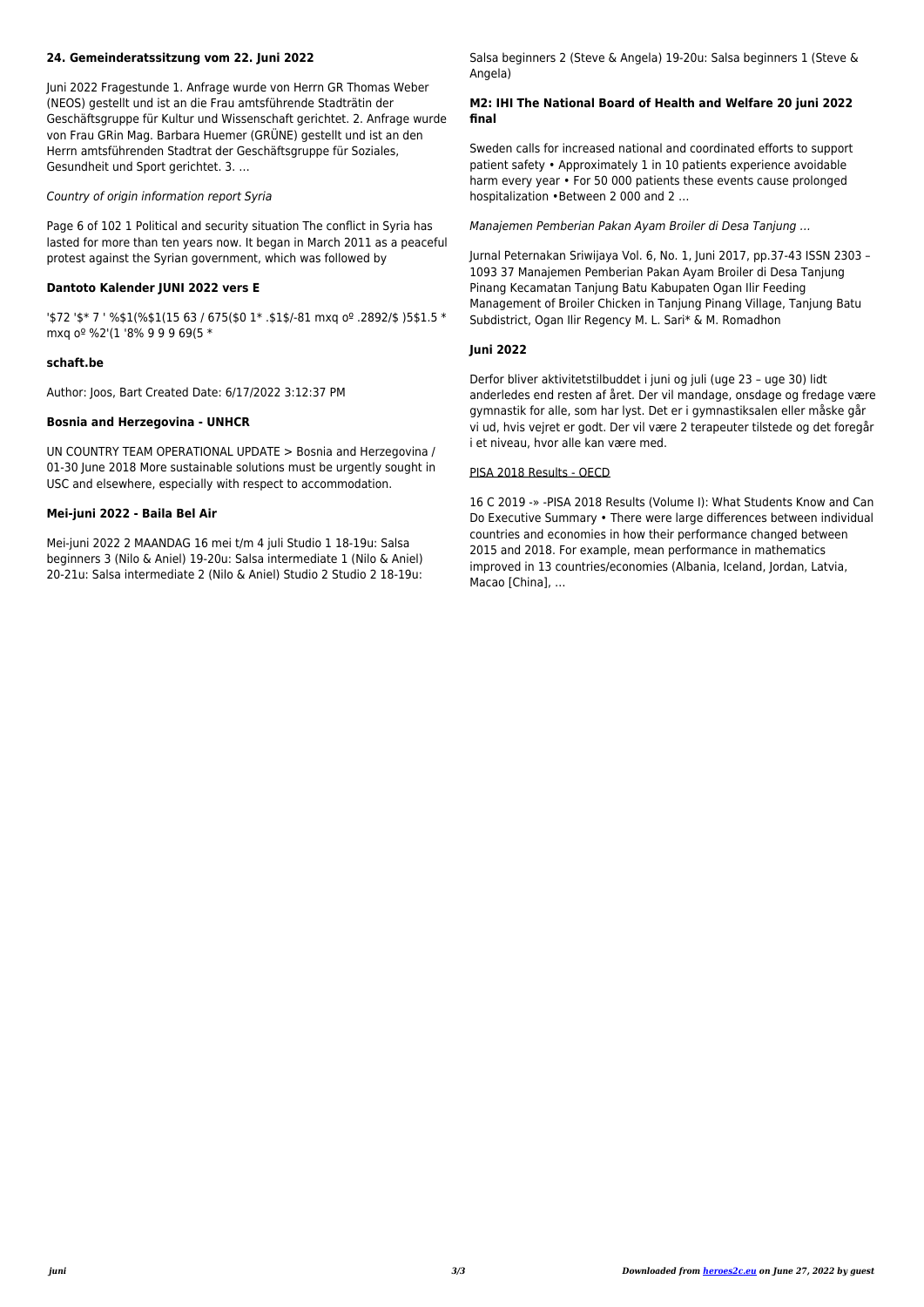### 24. Gemeinderatssitzung vom 22. Juni 2022

Juni 2022 Fragestunde 1. Anfrage wurde von Herrn GR Thomas Weber (NEOS) gestellt und ist an die Frau amtsführende Stadträtin der Geschäftsgruppe für Kultur und Wissenschaft gerichtet. 2. Anfrage wurde von Frau GRin Mag. Barbara Huemer (GRÜNE) gestellt und ist an den Herrn amtsführenden Stadtrat der Geschäftsgruppe für Soziales, Gesundheit und Sport gerichtet. 3. …

*Country of origin information report Syria*

Page 6 of 102 1 Political and security situation The conflict in Syria has lasted for more than ten years now. It began in March 2011 as a peaceful protest against the Syrian government, which was followed by

### Dantoto Kalender JUNI 2022 vers E

'$72 '$* 7 ' %$1(%$1(15 63 / 675($0 1* .$1$/-81 mxq oº .2892/$ )5$1.5 * mxq oº %2'(1 '8% 9 9 9 69(5 *

### schaft.be

Author: Joos, Bart Created Date: 6/17/2022 3:12:37 PM

### Bosnia and Herzegovina - UNHCR

UN COUNTRY TEAM OPERATIONAL UPDATE > Bosnia and Herzegovina / 01-30 June 2018 More sustainable solutions must be urgently sought in USC and elsewhere, especially with respect to accommodation.

### Mei-juni 2022 - Baila Bel Air

Mei-juni 2022 2 MAANDAG 16 mei t/m 4 juli Studio 1 18-19u: Salsa beginners 3 (Nilo & Aniel) 19-20u: Salsa intermediate 1 (Nilo & Aniel) 20-21u: Salsa intermediate 2 (Nilo & Aniel) Studio 2 Studio 2 18-19u: Salsa beginners 2 (Steve & Angela) 19-20u: Salsa beginners 1 (Steve & Angela)

### M2: IHI The National Board of Health and Welfare 20 juni 2022 final

Sweden calls for increased national and coordinated efforts to support patient safety • Approximately 1 in 10 patients experience avoidable harm every year • For 50 000 patients these events cause prolonged hospitalization •Between 2 000 and 2 …

*Manajemen Pemberian Pakan Ayam Broiler di Desa Tanjung …*

Jurnal Peternakan Sriwijaya Vol. 6, No. 1, Juni 2017, pp.37-43 ISSN 2303 – 1093 37 Manajemen Pemberian Pakan Ayam Broiler di Desa Tanjung Pinang Kecamatan Tanjung Batu Kabupaten Ogan Ilir Feeding Management of Broiler Chicken in Tanjung Pinang Village, Tanjung Batu Subdistrict, Ogan Ilir Regency M. L. Sari* & M. Romadhon

### Juni 2022

Derfor bliver aktivitetstilbuddet i juni og juli (uge 23 – uge 30) lidt anderledes end resten af året. Der vil mandage, onsdage og fredage være gymnastik for alle, som har lyst. Det er i gymnastiksalen eller måske går vi ud, hvis vejret er godt. Der vil være 2 terapeuter tilstede og det foregår i et niveau, hvor alle kan være med.

PISA 2018 Results - OECD

16 C 2019 -» -PISA 2018 Results (Volume I): What Students Know and Can Do Executive Summary • There were large differences between individual countries and economies in how their performance changed between 2015 and 2018. For example, mean performance in mathematics improved in 13 countries/economies (Albania, Iceland, Jordan, Latvia, Macao [China], …